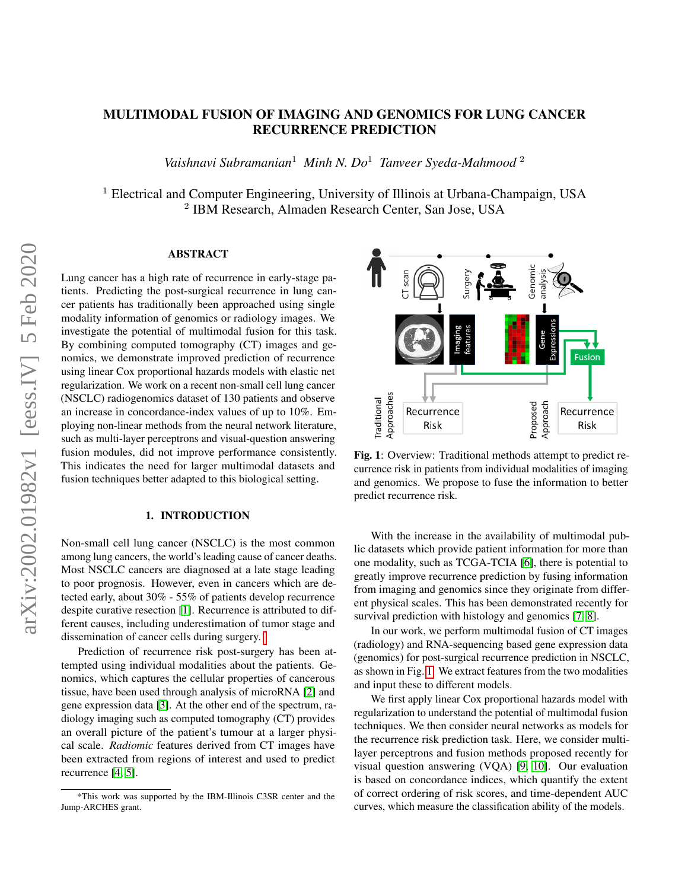# MULTIMODAL FUSION OF IMAGING AND GENOMICS FOR LUNG CANCER RECURRENCE PREDICTION

*Vaishnavi Subramanian*[1] *Minh N. Do*[1] *Tanveer Syeda-Mahmood*[2]

[1] Electrical and Computer Engineering, University of Illinois at Urbana-Champaign, USA
[2] IBM Research, Almaden Research Center, San Jose, USA

## ABSTRACT

Lung cancer has a high rate of recurrence in early-stage patients. Predicting the post-surgical recurrence in lung cancer patients has traditionally been approached using single modality information of genomics or radiology images. We investigate the potential of multimodal fusion for this task. By combining computed tomography (CT) images and genomics, we demonstrate improved prediction of recurrence using linear Cox proportional hazards models with elastic net regularization. We work on a recent non-small cell lung cancer (NSCLC) radiogenomics dataset of 130 patients and observe an increase in concordance-index values of up to 10%. Employing non-linear methods from the neural network literature, such as multi-layer perceptrons and visual-question answering fusion modules, did not improve performance consistently. This indicates the need for larger multimodal datasets and fusion techniques better adapted to this biological setting.

## 1. INTRODUCTION

Non-small cell lung cancer (NSCLC) is the most common among lung cancers, the world's leading cause of cancer deaths. Most NSCLC cancers are diagnosed at a late stage leading to poor prognosis. However, even in cancers which are detected early, about 30% - 55% of patients develop recurrence despite curative resection [1]. Recurrence is attributed to different causes, including underestimation of tumor stage and dissemination of cancer cells during surgery.

Prediction of recurrence risk post-surgery has been attempted using individual modalities about the patients. Genomics, which captures the cellular properties of cancerous tissue, have been used through analysis of microRNA [2] and gene expression data [3]. At the other end of the spectrum, radiology imaging such as computed tomography (CT) provides an overall picture of the patient's tumour at a larger physical scale. *Radiomic* features derived from CT images have been extracted from regions of interest and used to predict recurrence [4, 5].

**Fig. 1**: Overview: Traditional methods attempt to predict recurrence risk in patients from individual modalities of imaging and genomics. We propose to fuse the information to better predict recurrence risk.

With the increase in the availability of multimodal public datasets which provide patient information for more than one modality, such as TCGA-TCIA [6], there is potential to greatly improve recurrence prediction by fusing information from imaging and genomics since they originate from different physical scales. This has been demonstrated recently for survival prediction with histology and genomics [7, 8].

In our work, we perform multimodal fusion of CT images (radiology) and RNA-sequencing based gene expression data (genomics) for post-surgical recurrence prediction in NSCLC, as shown in Fig. 1. We extract features from the two modalities and input these to different models.

We first apply linear Cox proportional hazards model with regularization to understand the potential of multimodal fusion techniques. We then consider neural networks as models for the recurrence risk prediction task. Here, we consider multi-layer perceptrons and fusion methods proposed recently for visual question answering (VQA) [9, 10]. Our evaluation is based on concordance indices, which quantify the extent of correct ordering of risk scores, and time-dependent AUC curves, which measure the classification ability of the models.

*This work was supported by the IBM-Illinois C3SR center and the Jump-ARCHES grant.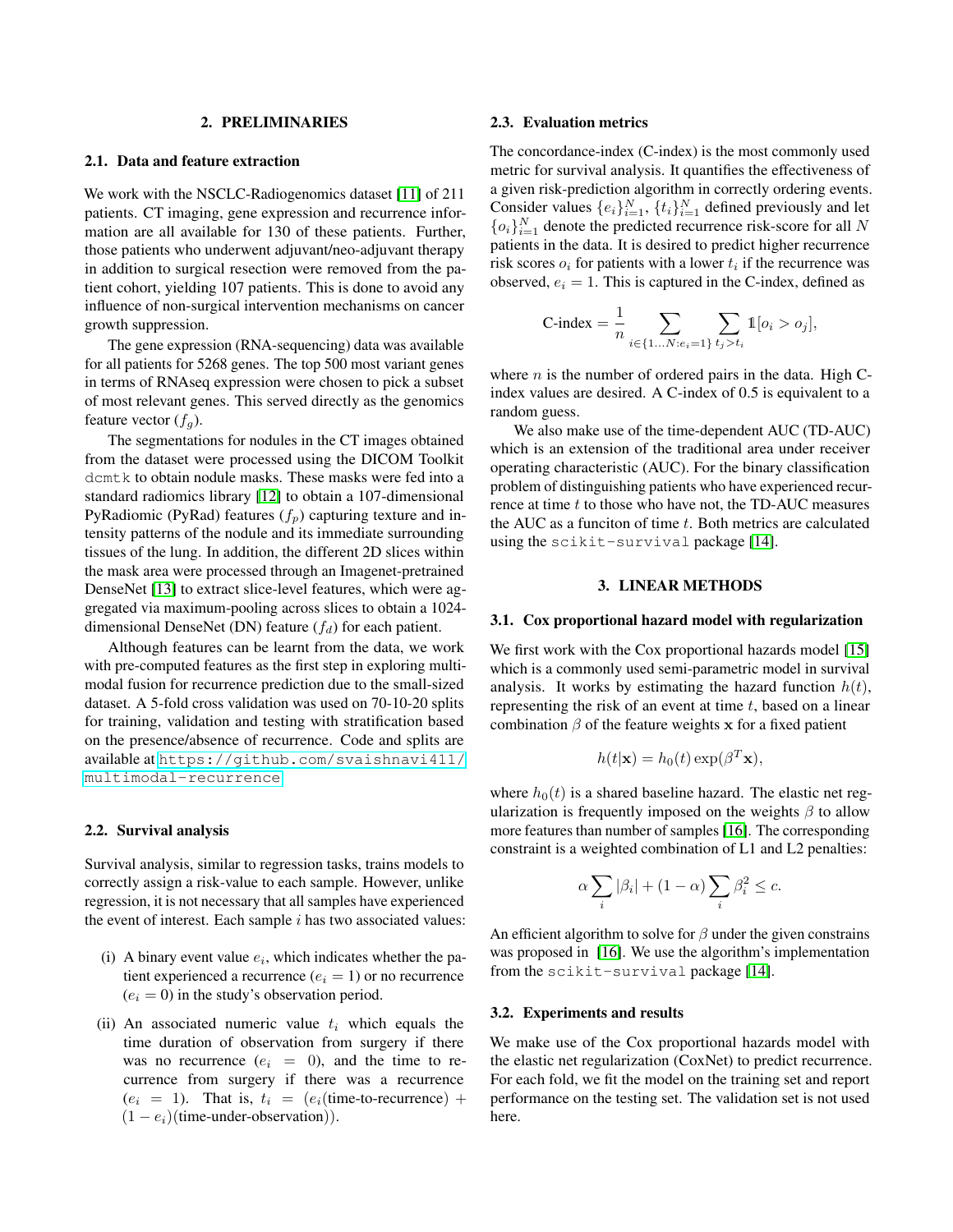## 2. PRELIMINARIES

### 2.1. Data and feature extraction

We work with the NSCLC-Radiogenomics dataset [11] of 211 patients. CT imaging, gene expression and recurrence information are all available for 130 of these patients. Further, those patients who underwent adjuvant/neo-adjuvant therapy in addition to surgical resection were removed from the patient cohort, yielding 107 patients. This is done to avoid any influence of non-surgical intervention mechanisms on cancer growth suppression.

The gene expression (RNA-sequencing) data was available for all patients for 5268 genes. The top 500 most variant genes in terms of RNAseq expression were chosen to pick a subset of most relevant genes. This served directly as the genomics feature vector ($f_g$).

The segmentations for nodules in the CT images obtained from the dataset were processed using the DICOM Toolkit `dcmtk` to obtain nodule masks. These masks were fed into a standard radiomics library [12] to obtain a 107-dimensional PyRadiomic (PyRad) features ($f_p$) capturing texture and intensity patterns of the nodule and its immediate surrounding tissues of the lung. In addition, the different 2D slices within the mask area were processed through an Imagenet-pretrained DenseNet [13] to extract slice-level features, which were aggregated via maximum-pooling across slices to obtain a 1024-dimensional DenseNet (DN) feature ($f_d$) for each patient.

Although features can be learnt from the data, we work with pre-computed features as the first step in exploring multi-modal fusion for recurrence prediction due to the small-sized dataset. A 5-fold cross validation was used on 70-10-20 splits for training, validation and testing with stratification based on the presence/absence of recurrence. Code and splits are available at https://github.com/svaishnavi411/multimodal-recurrence.

### 2.2. Survival analysis

Survival analysis, similar to regression tasks, trains models to correctly assign a risk-value to each sample. However, unlike regression, it is not necessary that all samples have experienced the event of interest. Each sample $i$ has two associated values:

(i) A binary event value $e_i$, which indicates whether the patient experienced a recurrence ($e_i = 1$) or no recurrence ($e_i = 0$) in the study's observation period.

(ii) An associated numeric value $t_i$ which equals the time duration of observation from surgery if there was no recurrence ($e_i = 0$), and the time to recurrence from surgery if there was a recurrence ($e_i = 1$). That is, $t_i = (e_i(\text{time-to-recurrence}) + (1 - e_i)(\text{time-under-observation}))$.

### 2.3. Evaluation metrics

The concordance-index (C-index) is the most commonly used metric for survival analysis. It quantifies the effectiveness of a given risk-prediction algorithm in correctly ordering events. Consider values $\{e_i\}_{i=1}^N$, $\{t_i\}_{i=1}^N$ defined previously and let $\{o_i\}_{i=1}^N$ denote the predicted recurrence risk-score for all $N$ patients in the data. It is desired to predict higher recurrence risk scores $o_i$ for patients with a lower $t_i$ if the recurrence was observed, $e_i = 1$. This is captured in the C-index, defined as

$$\text{C-index} = \frac{1}{n} \sum_{i \in \{1 \dots N : e_i = 1\}} \sum_{t_j > t_i} \mathbb{1}[o_i > o_j],$$

where $n$ is the number of ordered pairs in the data. High C-index values are desired. A C-index of 0.5 is equivalent to a random guess.

We also make use of the time-dependent AUC (TD-AUC) which is an extension of the traditional area under receiver operating characteristic (AUC). For the binary classification problem of distinguishing patients who have experienced recurrence at time $t$ to those who have not, the TD-AUC measures the AUC as a funciton of time $t$. Both metrics are calculated using the `scikit-survival` package [14].

## 3. LINEAR METHODS

### 3.1. Cox proportional hazard model with regularization

We first work with the Cox proportional hazards model [15] which is a commonly used semi-parametric model in survival analysis. It works by estimating the hazard function $h(t)$, representing the risk of an event at time $t$, based on a linear combination $\beta$ of the feature weights $\mathbf{x}$ for a fixed patient

$$h(t|\mathbf{x}) = h_0(t) \exp(\beta^T \mathbf{x}),$$

where $h_0(t)$ is a shared baseline hazard. The elastic net regularization is frequently imposed on the weights $\beta$ to allow more features than number of samples [16]. The corresponding constraint is a weighted combination of L1 and L2 penalties:

$$\alpha \sum_i |\beta_i| + (1 - \alpha) \sum_i \beta_i^2 \leq c.$$

An efficient algorithm to solve for $\beta$ under the given constrains was proposed in [16]. We use the algorithm's implementation from the `scikit-survival` package [14].

### 3.2. Experiments and results

We make use of the Cox proportional hazards model with the elastic net regularization (CoxNet) to predict recurrence. For each fold, we fit the model on the training set and report performance on the testing set. The validation set is not used here.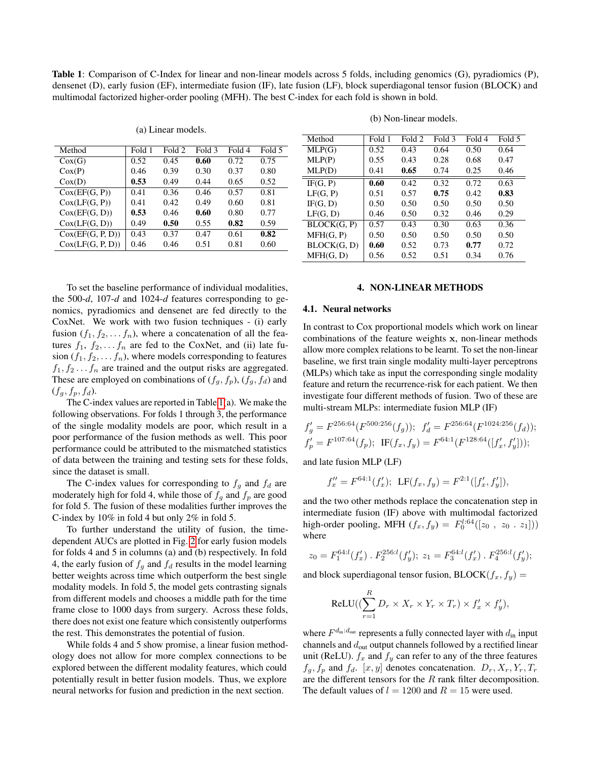**Table 1**: Comparison of C-Index for linear and non-linear models across 5 folds, including genomics (G), pyradiomics (P), densenet (D), early fusion (EF), intermediate fusion (IF), late fusion (LF), block superdiagonal tensor fusion (BLOCK) and multimodal factorized higher-order pooling (MFH). The best C-index for each fold is shown in bold.

(a) Linear models.

| Method | Fold 1 | Fold 2 | Fold 3 | Fold 4 | Fold 5 |
|---|---|---|---|---|---|
| Cox(G) | 0.52 | 0.45 | **0.60** | 0.72 | 0.75 |
| Cox(P) | 0.46 | 0.39 | 0.30 | 0.37 | 0.80 |
| Cox(D) | **0.53** | 0.49 | 0.44 | 0.65 | 0.52 |
| Cox(EF(G, P)) | 0.41 | 0.36 | 0.46 | 0.57 | 0.81 |
| Cox(LF(G, P)) | 0.41 | 0.42 | 0.49 | 0.60 | 0.81 |
| Cox(EF(G, D)) | **0.53** | 0.46 | **0.60** | 0.80 | 0.77 |
| Cox(LF(G, D)) | 0.49 | **0.50** | 0.55 | **0.82** | 0.59 |
| Cox(EF(G, P, D)) | 0.43 | 0.37 | 0.47 | 0.61 | **0.82** |
| Cox(LF(G, P, D)) | 0.46 | 0.46 | 0.51 | 0.81 | 0.60 |

(b) Non-linear models.

| Method | Fold 1 | Fold 2 | Fold 3 | Fold 4 | Fold 5 |
|---|---|---|---|---|---|
| MLP(G) | 0.52 | 0.43 | 0.64 | 0.50 | 0.64 |
| MLP(P) | 0.55 | 0.43 | 0.28 | 0.68 | 0.47 |
| MLP(D) | 0.41 | **0.65** | 0.74 | 0.25 | 0.46 |
| IF(G, P) | **0.60** | 0.42 | 0.32 | 0.72 | 0.63 |
| LF(G, P) | 0.51 | 0.57 | **0.75** | 0.42 | **0.83** |
| IF(G, D) | 0.50 | 0.50 | 0.50 | 0.50 | 0.50 |
| LF(G, D) | 0.46 | 0.50 | 0.32 | 0.46 | 0.29 |
| BLOCK(G, P) | 0.57 | 0.43 | 0.30 | 0.63 | 0.36 |
| MFH(G, P) | 0.50 | 0.50 | 0.50 | 0.50 | 0.50 |
| BLOCK(G, D) | **0.60** | 0.52 | 0.73 | **0.77** | 0.72 |
| MFH(G, D) | 0.56 | 0.52 | 0.51 | 0.34 | 0.76 |

To set the baseline performance of individual modalities, the 500-$d$, 107-$d$ and 1024-$d$ features corresponding to genomics, pyradiomics and densenet are fed directly to the CoxNet. We work with two fusion techniques - (i) early fusion $(f_1, f_2, \ldots f_n)$, where a concatenation of all the features $f_1, f_2, \ldots f_n$ are fed to the CoxNet, and (ii) late fusion $(f_1, f_2, \ldots f_n)$, where models corresponding to features $f_1, f_2 \ldots f_n$ are trained and the output risks are aggregated. These are employed on combinations of $(f_g, f_p)$, $(f_g, f_d)$ and $(f_g, f_p, f_d)$.

The C-index values are reported in Table 1(a). We make the following observations. For folds 1 through 3, the performance of the single modality models are poor, which result in a poor performance of the fusion methods as well. This poor performance could be attributed to the mismatched statistics of data between the training and testing sets for these folds, since the dataset is small.

The C-index values for corresponding to $f_g$ and $f_d$ are moderately high for fold 4, while those of $f_g$ and $f_p$ are good for fold 5. The fusion of these modalities further improves the C-index by 10% in fold 4 but only 2% in fold 5.

To further understand the utility of fusion, the time-dependent AUCs are plotted in Fig. 2 for early fusion models for folds 4 and 5 in columns (a) and (b) respectively. In fold 4, the early fusion of $f_g$ and $f_d$ results in the model learning better weights across time which outperform the best single modality models. In fold 5, the model gets contrasting signals from different models and chooses a middle path for the time frame close to 1000 days from surgery. Across these folds, there does not exist one feature which consistently outperforms the rest. This demonstrates the potential of fusion.

While folds 4 and 5 show promise, a linear fusion methodology does not allow for more complex connections to be explored between the different modality features, which could potentially result in better fusion models. Thus, we explore neural networks for fusion and prediction in the next section.

## 4. NON-LINEAR METHODS

### 4.1. Neural networks

In contrast to Cox proportional models which work on linear combinations of the feature weights $\mathbf{x}$, non-linear methods allow more complex relations to be learnt. To set the non-linear baseline, we first train single modality multi-layer perceptrons (MLPs) which take as input the corresponding single modality feature and return the recurrence-risk for each patient. We then investigate four different methods of fusion. Two of these are multi-stream MLPs: intermediate fusion MLP (IF)

$$f'_g = F^{256:64}(F^{500:256}(f_g)); \;\; f'_d = F^{256:64}(F^{1024:256}(f_d));$$
$$f'_p = F^{107:64}(f_p); \;\; \text{IF}(f_x, f_y) = F^{64:1}(F^{128:64}([f'_x, f'_y]));$$

and late fusion MLP (LF)

$$f''_x = F^{64:1}(f'_x); \;\; \text{LF}(f_x, f_y) = F^{2:1}([f'_x, f'_y]),$$

and the two other methods replace the concatenation step in intermediate fusion (IF) above with multimodal factorized high-order pooling, MFH $(f_x, f_y) = F_0^{l:64}([z_0 \;,\; z_0 \;.\; z_1]))$ where

$$z_0 = F_1^{64:l}(f'_x) \;.\; F_2^{256:l}(f'_y); \; z_1 = F_3^{64:l}(f'_x) \;.\; F_4^{256:l}(f'_y);$$

and block superdiagonal tensor fusion, $\text{BLOCK}(f_x, f_y) =$

$$\text{ReLU}((\sum_{r=1}^{R} D_r \times X_r \times Y_r \times T_r) \times f'_x \times f'_y),$$

where $F^{d_{\text{in}}:d_{\text{out}}}$ represents a fully connected layer with $d_{\text{in}}$ input channels and $d_{\text{out}}$ output channels followed by a rectified linear unit (ReLU). $f_x$ and $f_y$ can refer to any of the three features $f_g, f_p$ and $f_d$. $[x, y]$ denotes concatenation. $D_r, X_r, Y_r, T_r$ are the different tensors for the $R$ rank filter decomposition. The default values of $l = 1200$ and $R = 15$ were used.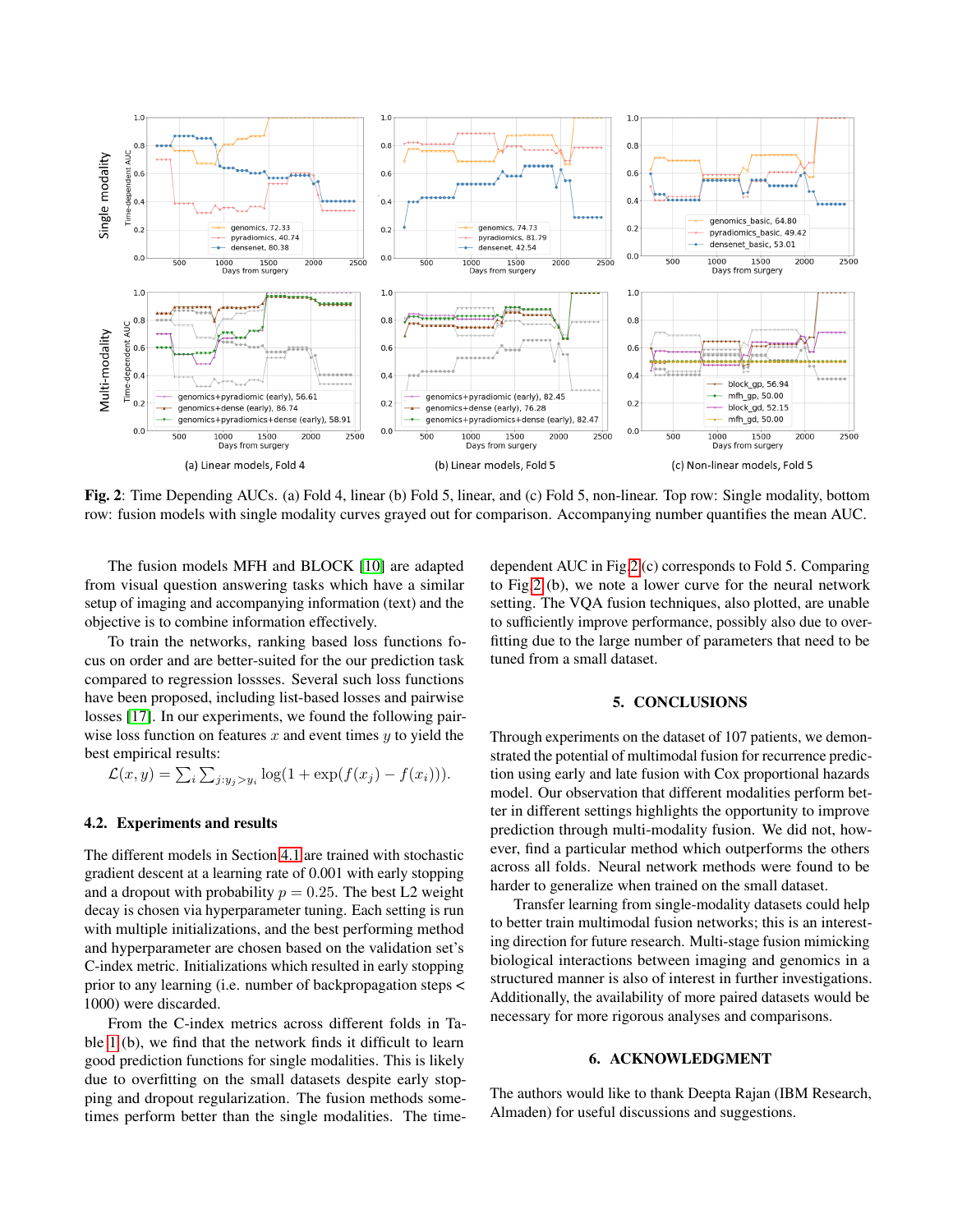**Fig. 2**: Time Depending AUCs. (a) Fold 4, linear (b) Fold 5, linear, and (c) Fold 5, non-linear. Top row: Single modality, bottom row: fusion models with single modality curves grayed out for comparison. Accompanying number quantifies the mean AUC.

The fusion models MFH and BLOCK [10] are adapted from visual question answering tasks which have a similar setup of imaging and accompanying information (text) and the objective is to combine information effectively.

To train the networks, ranking based loss functions focus on order and are better-suited for the our prediction task compared to regression lossses. Several such loss functions have been proposed, including list-based losses and pairwise losses [17]. In our experiments, we found the following pairwise loss function on features $x$ and event times $y$ to yield the best empirical results:

$$\mathcal{L}(x, y) = \sum_i \sum_{j: y_j > y_i} \log(1 + \exp(f(x_j) - f(x_i))).$$

### 4.2. Experiments and results

The different models in Section 4.1 are trained with stochastic gradient descent at a learning rate of 0.001 with early stopping and a dropout with probability $p = 0.25$. The best L2 weight decay is chosen via hyperparameter tuning. Each setting is run with multiple initializations, and the best performing method and hyperparameter are chosen based on the validation set's C-index metric. Initializations which resulted in early stopping prior to any learning (i.e. number of backpropagation steps < 1000) were discarded.

From the C-index metrics across different folds in Table 1 (b), we find that the network finds it difficult to learn good prediction functions for single modalities. This is likely due to overfitting on the small datasets despite early stopping and dropout regularization. The fusion methods sometimes perform better than the single modalities. The time-dependent AUC in Fig 2 (c) corresponds to Fold 5. Comparing to Fig 2 (b), we note a lower curve for the neural network setting. The VQA fusion techniques, also plotted, are unable to sufficiently improve performance, possibly also due to overfitting due to the large number of parameters that need to be tuned from a small dataset.

## 5. CONCLUSIONS

Through experiments on the dataset of 107 patients, we demonstrated the potential of multimodal fusion for recurrence prediction using early and late fusion with Cox proportional hazards model. Our observation that different modalities perform better in different settings highlights the opportunity to improve prediction through multi-modality fusion. We did not, however, find a particular method which outperforms the others across all folds. Neural network methods were found to be harder to generalize when trained on the small dataset.

Transfer learning from single-modality datasets could help to better train multimodal fusion networks; this is an interesting direction for future research. Multi-stage fusion mimicking biological interactions between imaging and genomics in a structured manner is also of interest in further investigations. Additionally, the availability of more paired datasets would be necessary for more rigorous analyses and comparisons.

## 6. ACKNOWLEDGMENT

The authors would like to thank Deepta Rajan (IBM Research, Almaden) for useful discussions and suggestions.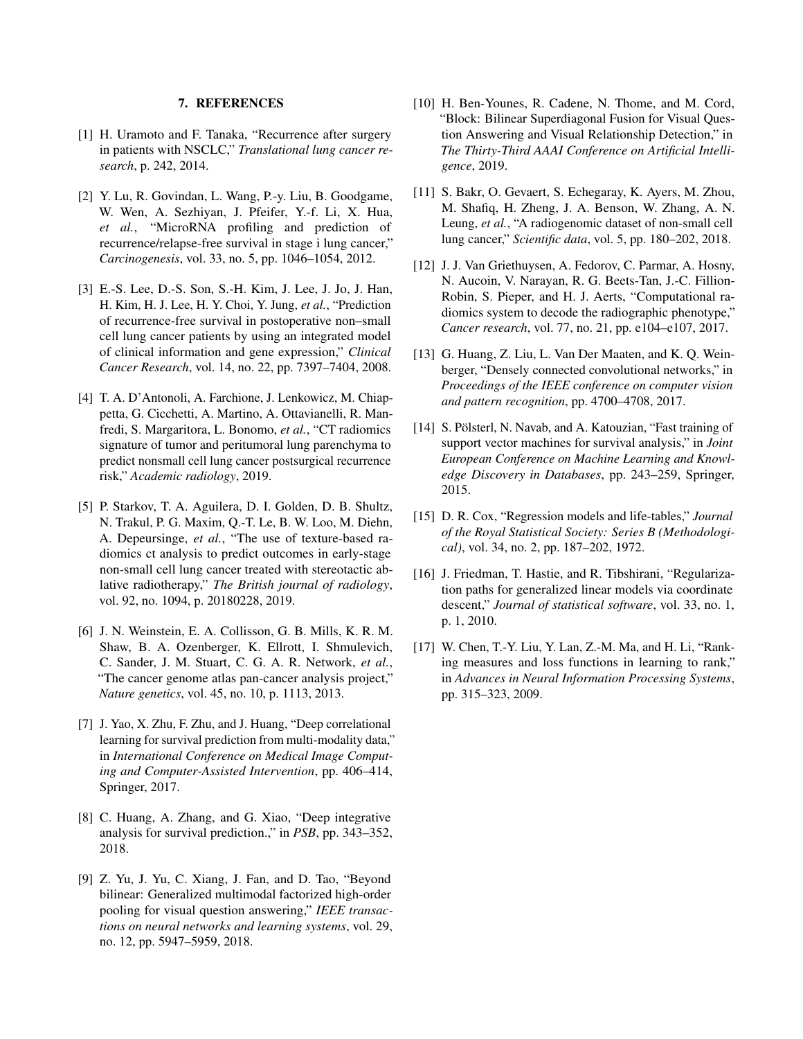## 7. REFERENCES

[1] H. Uramoto and F. Tanaka, "Recurrence after surgery in patients with NSCLC," *Translational lung cancer research*, p. 242, 2014.

[2] Y. Lu, R. Govindan, L. Wang, P.-y. Liu, B. Goodgame, W. Wen, A. Sezhiyan, J. Pfeifer, Y.-f. Li, X. Hua, *et al.*, "MicroRNA profiling and prediction of recurrence/relapse-free survival in stage i lung cancer," *Carcinogenesis*, vol. 33, no. 5, pp. 1046–1054, 2012.

[3] E.-S. Lee, D.-S. Son, S.-H. Kim, J. Lee, J. Jo, J. Han, H. Kim, H. J. Lee, H. Y. Choi, Y. Jung, *et al.*, "Prediction of recurrence-free survival in postoperative non–small cell lung cancer patients by using an integrated model of clinical information and gene expression," *Clinical Cancer Research*, vol. 14, no. 22, pp. 7397–7404, 2008.

[4] T. A. D'Antonoli, A. Farchione, J. Lenkowicz, M. Chiappetta, G. Cicchetti, A. Martino, A. Ottavianelli, R. Manfredi, S. Margaritora, L. Bonomo, *et al.*, "CT radiomics signature of tumor and peritumoral lung parenchyma to predict nonsmall cell lung cancer postsurgical recurrence risk," *Academic radiology*, 2019.

[5] P. Starkov, T. A. Aguilera, D. I. Golden, D. B. Shultz, N. Trakul, P. G. Maxim, Q.-T. Le, B. W. Loo, M. Diehn, A. Depeursinge, *et al.*, "The use of texture-based radiomics ct analysis to predict outcomes in early-stage non-small cell lung cancer treated with stereotactic ablative radiotherapy," *The British journal of radiology*, vol. 92, no. 1094, p. 20180228, 2019.

[6] J. N. Weinstein, E. A. Collisson, G. B. Mills, K. R. M. Shaw, B. A. Ozenberger, K. Ellrott, I. Shmulevich, C. Sander, J. M. Stuart, C. G. A. R. Network, *et al.*, "The cancer genome atlas pan-cancer analysis project," *Nature genetics*, vol. 45, no. 10, p. 1113, 2013.

[7] J. Yao, X. Zhu, F. Zhu, and J. Huang, "Deep correlational learning for survival prediction from multi-modality data," in *International Conference on Medical Image Computing and Computer-Assisted Intervention*, pp. 406–414, Springer, 2017.

[8] C. Huang, A. Zhang, and G. Xiao, "Deep integrative analysis for survival prediction.," in *PSB*, pp. 343–352, 2018.

[9] Z. Yu, J. Yu, C. Xiang, J. Fan, and D. Tao, "Beyond bilinear: Generalized multimodal factorized high-order pooling for visual question answering," *IEEE transactions on neural networks and learning systems*, vol. 29, no. 12, pp. 5947–5959, 2018.

[10] H. Ben-Younes, R. Cadene, N. Thome, and M. Cord, "Block: Bilinear Superdiagonal Fusion for Visual Question Answering and Visual Relationship Detection," in *The Thirty-Third AAAI Conference on Artificial Intelligence*, 2019.

[11] S. Bakr, O. Gevaert, S. Echegaray, K. Ayers, M. Zhou, M. Shafiq, H. Zheng, J. A. Benson, W. Zhang, A. N. Leung, *et al.*, "A radiogenomic dataset of non-small cell lung cancer," *Scientific data*, vol. 5, pp. 180–202, 2018.

[12] J. J. Van Griethuysen, A. Fedorov, C. Parmar, A. Hosny, N. Aucoin, V. Narayan, R. G. Beets-Tan, J.-C. Fillion-Robin, S. Pieper, and H. J. Aerts, "Computational radiomics system to decode the radiographic phenotype," *Cancer research*, vol. 77, no. 21, pp. e104–e107, 2017.

[13] G. Huang, Z. Liu, L. Van Der Maaten, and K. Q. Weinberger, "Densely connected convolutional networks," in *Proceedings of the IEEE conference on computer vision and pattern recognition*, pp. 4700–4708, 2017.

[14] S. Pölsterl, N. Navab, and A. Katouzian, "Fast training of support vector machines for survival analysis," in *Joint European Conference on Machine Learning and Knowledge Discovery in Databases*, pp. 243–259, Springer, 2015.

[15] D. R. Cox, "Regression models and life-tables," *Journal of the Royal Statistical Society: Series B (Methodological)*, vol. 34, no. 2, pp. 187–202, 1972.

[16] J. Friedman, T. Hastie, and R. Tibshirani, "Regularization paths for generalized linear models via coordinate descent," *Journal of statistical software*, vol. 33, no. 1, p. 1, 2010.

[17] W. Chen, T.-Y. Liu, Y. Lan, Z.-M. Ma, and H. Li, "Ranking measures and loss functions in learning to rank," in *Advances in Neural Information Processing Systems*, pp. 315–323, 2009.